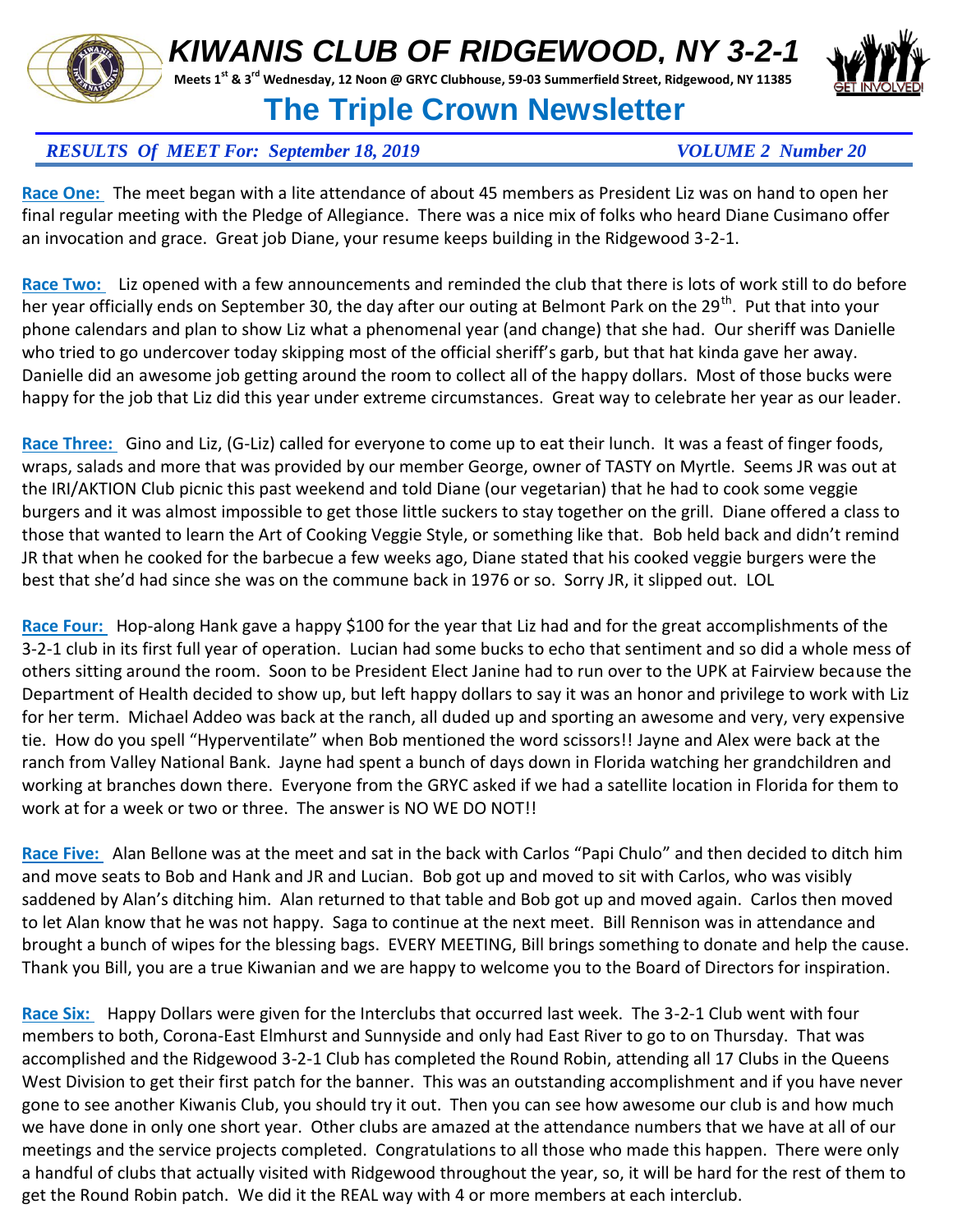# KIWANIS CLUB OF RIDGEWOOD, NY 3-2-1

**Meets 1st & 3rd Wednesday, 12 Noon @ GRYC Clubhouse, 59-03 Summerfield Street, Ridgewood, NY 11385**

## The Triple Crown Newsletter

***RESULTS Of MEET For: September 18, 2019*** ***VOLUME 2 Number 20***

**Race One:** The meet began with a lite attendance of about 45 members as President Liz was on hand to open her final regular meeting with the Pledge of Allegiance. There was a nice mix of folks who heard Diane Cusimano offer an invocation and grace. Great job Diane, your resume keeps building in the Ridgewood 3-2-1.

**Race Two:** Liz opened with a few announcements and reminded the club that there is lots of work still to do before her year officially ends on September 30, the day after our outing at Belmont Park on the 29th. Put that into your phone calendars and plan to show Liz what a phenomenal year (and change) that she had. Our sheriff was Danielle who tried to go undercover today skipping most of the official sheriff's garb, but that hat kinda gave her away. Danielle did an awesome job getting around the room to collect all of the happy dollars. Most of those bucks were happy for the job that Liz did this year under extreme circumstances. Great way to celebrate her year as our leader.

**Race Three:** Gino and Liz, (G-Liz) called for everyone to come up to eat their lunch. It was a feast of finger foods, wraps, salads and more that was provided by our member George, owner of TASTY on Myrtle. Seems JR was out at the IRI/AKTION Club picnic this past weekend and told Diane (our vegetarian) that he had to cook some veggie burgers and it was almost impossible to get those little suckers to stay together on the grill. Diane offered a class to those that wanted to learn the Art of Cooking Veggie Style, or something like that. Bob held back and didn't remind JR that when he cooked for the barbecue a few weeks ago, Diane stated that his cooked veggie burgers were the best that she'd had since she was on the commune back in 1976 or so. Sorry JR, it slipped out. LOL

**Race Four:** Hop-along Hank gave a happy $100 for the year that Liz had and for the great accomplishments of the 3-2-1 club in its first full year of operation. Lucian had some bucks to echo that sentiment and so did a whole mess of others sitting around the room. Soon to be President Elect Janine had to run over to the UPK at Fairview because the Department of Health decided to show up, but left happy dollars to say it was an honor and privilege to work with Liz for her term. Michael Addeo was back at the ranch, all duded up and sporting an awesome and very, very expensive tie. How do you spell "Hyperventilate" when Bob mentioned the word scissors!! Jayne and Alex were back at the ranch from Valley National Bank. Jayne had spent a bunch of days down in Florida watching her grandchildren and working at branches down there. Everyone from the GRYC asked if we had a satellite location in Florida for them to work at for a week or two or three. The answer is NO WE DO NOT!!

**Race Five:** Alan Bellone was at the meet and sat in the back with Carlos "Papi Chulo" and then decided to ditch him and move seats to Bob and Hank and JR and Lucian. Bob got up and moved to sit with Carlos, who was visibly saddened by Alan's ditching him. Alan returned to that table and Bob got up and moved again. Carlos then moved to let Alan know that he was not happy. Saga to continue at the next meet. Bill Rennison was in attendance and brought a bunch of wipes for the blessing bags. EVERY MEETING, Bill brings something to donate and help the cause. Thank you Bill, you are a true Kiwanian and we are happy to welcome you to the Board of Directors for inspiration.

**Race Six:** Happy Dollars were given for the Interclubs that occurred last week. The 3-2-1 Club went with four members to both, Corona-East Elmhurst and Sunnyside and only had East River to go to on Thursday. That was accomplished and the Ridgewood 3-2-1 Club has completed the Round Robin, attending all 17 Clubs in the Queens West Division to get their first patch for the banner. This was an outstanding accomplishment and if you have never gone to see another Kiwanis Club, you should try it out. Then you can see how awesome our club is and how much we have done in only one short year. Other clubs are amazed at the attendance numbers that we have at all of our meetings and the service projects completed. Congratulations to all those who made this happen. There were only a handful of clubs that actually visited with Ridgewood throughout the year, so, it will be hard for the rest of them to get the Round Robin patch. We did it the REAL way with 4 or more members at each interclub.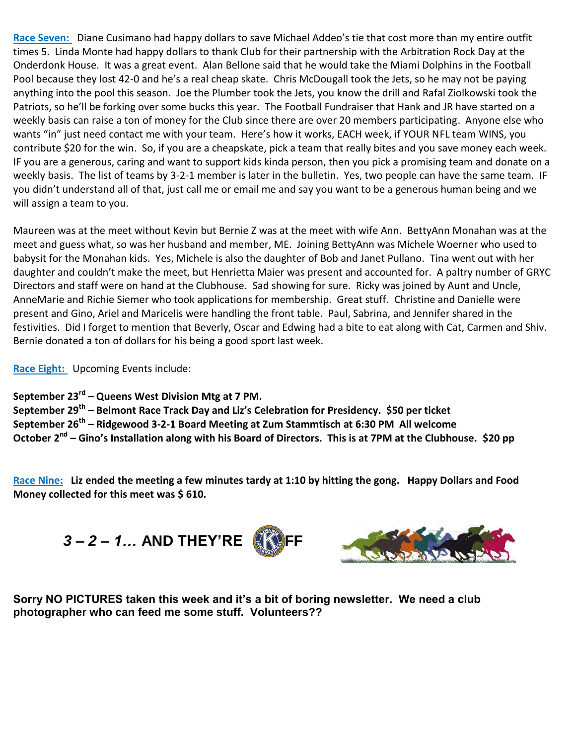**Race Seven:** Diane Cusimano had happy dollars to save Michael Addeo's tie that cost more than my entire outfit times 5. Linda Monte had happy dollars to thank Club for their partnership with the Arbitration Rock Day at the Onderdonk House. It was a great event. Alan Bellone said that he would take the Miami Dolphins in the Football Pool because they lost 42-0 and he's a real cheap skate. Chris McDougall took the Jets, so he may not be paying anything into the pool this season. Joe the Plumber took the Jets, you know the drill and Rafal Ziolkowski took the Patriots, so he'll be forking over some bucks this year. The Football Fundraiser that Hank and JR have started on a weekly basis can raise a ton of money for the Club since there are over 20 members participating. Anyone else who wants "in" just need contact me with your team. Here's how it works, EACH week, if YOUR NFL team WINS, you contribute $20 for the win. So, if you are a cheapskate, pick a team that really bites and you save money each week. IF you are a generous, caring and want to support kids kinda person, then you pick a promising team and donate on a weekly basis. The list of teams by 3-2-1 member is later in the bulletin. Yes, two people can have the same team. IF you didn't understand all of that, just call me or email me and say you want to be a generous human being and we will assign a team to you.

Maureen was at the meet without Kevin but Bernie Z was at the meet with wife Ann. BettyAnn Monahan was at the meet and guess what, so was her husband and member, ME. Joining BettyAnn was Michele Woerner who used to babysit for the Monahan kids. Yes, Michele is also the daughter of Bob and Janet Pullano. Tina went out with her daughter and couldn't make the meet, but Henrietta Maier was present and accounted for. A paltry number of GRYC Directors and staff were on hand at the Clubhouse. Sad showing for sure. Ricky was joined by Aunt and Uncle, AnneMarie and Richie Siemer who took applications for membership. Great stuff. Christine and Danielle were present and Gino, Ariel and Maricelis were handling the front table. Paul, Sabrina, and Jennifer shared in the festivities. Did I forget to mention that Beverly, Oscar and Edwing had a bite to eat along with Cat, Carmen and Shiv. Bernie donated a ton of dollars for his being a good sport last week.

**Race Eight:** Upcoming Events include:

**September 23rd – Queens West Division Mtg at 7 PM.**
**September 29th – Belmont Race Track Day and Liz's Celebration for Presidency. $50 per ticket**
**September 26th – Ridgewood 3-2-1 Board Meeting at Zum Stammtisch at 6:30 PM All welcome**
**October 2nd – Gino's Installation along with his Board of Directors. This is at 7PM at the Clubhouse. $20 pp**

**Race Nine:** **Liz ended the meeting a few minutes tardy at 1:10 by hitting the gong. Happy Dollars and Food Money collected for this meet was $ 610.**

***3 – 2 – 1…* AND THEY'RE OFF**

**Sorry NO PICTURES taken this week and it's a bit of boring newsletter. We need a club photographer who can feed me some stuff. Volunteers??**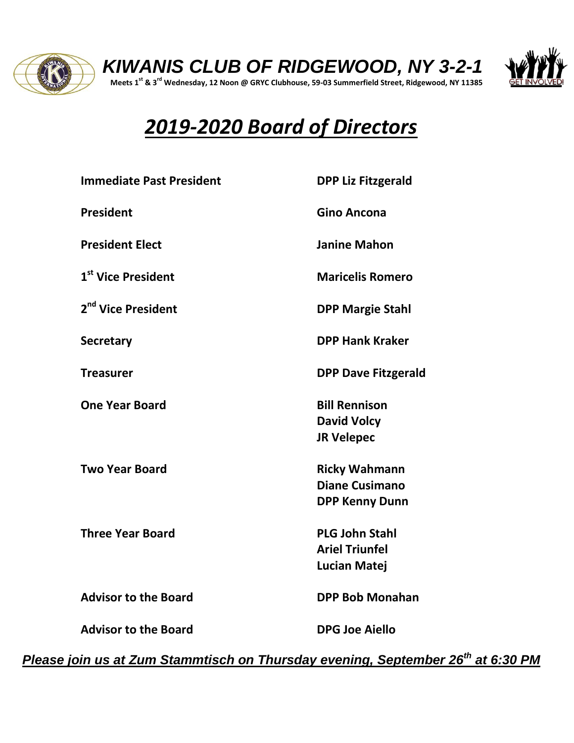# *KIWANIS CLUB OF RIDGEWOOD, NY 3-2-1*

**Meets 1st & 3rd Wednesday, 12 Noon @ GRYC Clubhouse, 59-03 Summerfield Street, Ridgewood, NY 11385**

## ***2019-2020 Board of Directors***

| | |
|---|---|
| **Immediate Past President** | **DPP Liz Fitzgerald** |
| **President** | **Gino Ancona** |
| **President Elect** | **Janine Mahon** |
| **1st Vice President** | **Maricelis Romero** |
| **2nd Vice President** | **DPP Margie Stahl** |
| **Secretary** | **DPP Hank Kraker** |
| **Treasurer** | **DPP Dave Fitzgerald** |
| **One Year Board** | **Bill Rennison**<br>**David Volcy**<br>**JR Velepec** |
| **Two Year Board** | **Ricky Wahmann**<br>**Diane Cusimano**<br>**DPP Kenny Dunn** |
| **Three Year Board** | **PLG John Stahl**<br>**Ariel Triunfel**<br>**Lucian Matej** |
| **Advisor to the Board** | **DPP Bob Monahan** |
| **Advisor to the Board** | **DPG Joe Aiello** |

***Please join us at Zum Stammtisch on Thursday evening, September 26th at 6:30 PM***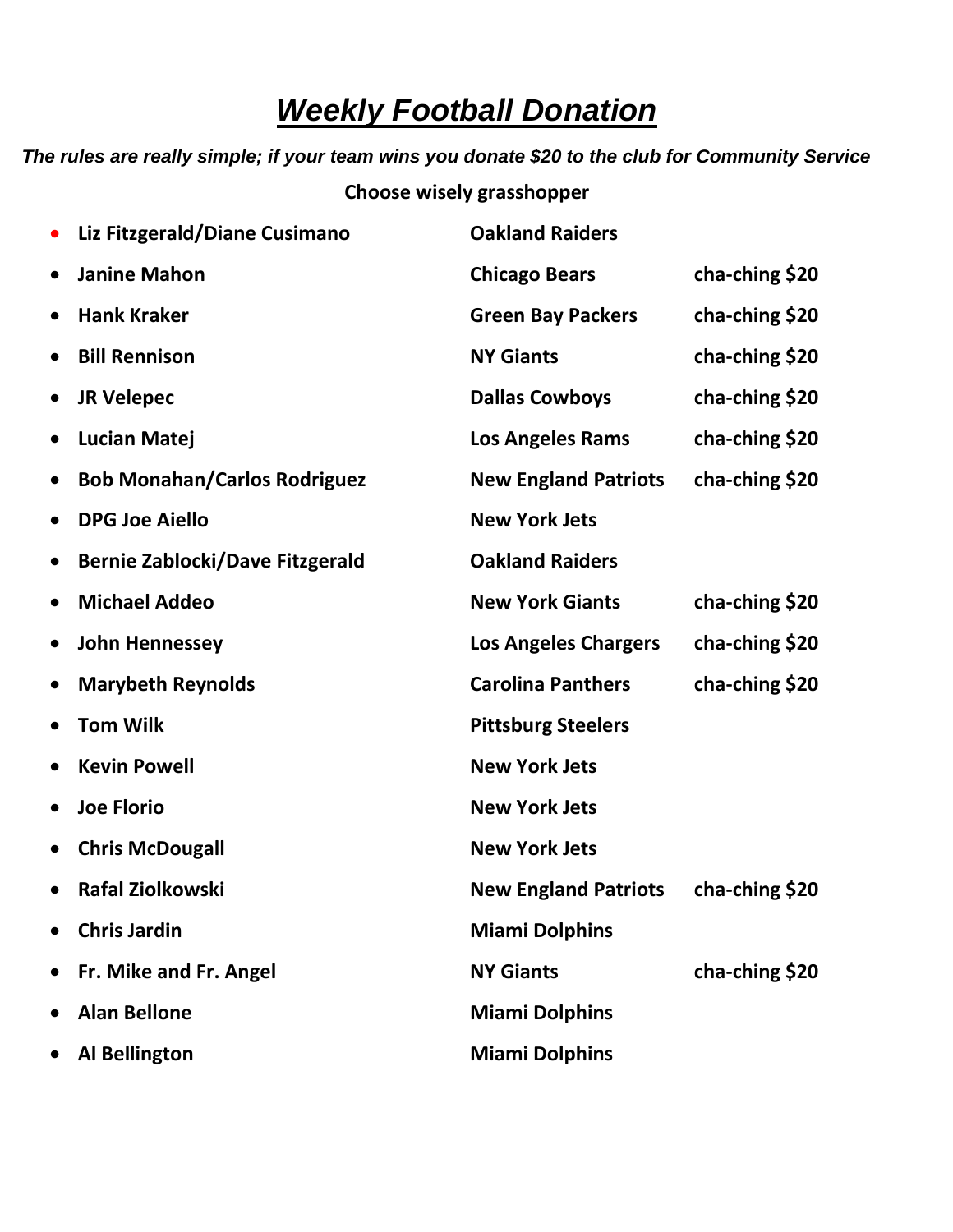# *Weekly Football Donation*

***The rules are really simple; if your team wins you donate $20 to the club for Community Service***

**Choose wisely grasshopper**

| | | |
|---|---|---|
| • **Liz Fitzgerald/Diane Cusimano** | **Oakland Raiders** | |
| • **Janine Mahon** | **Chicago Bears** | **cha-ching $20** |
| • **Hank Kraker** | **Green Bay Packers** | **cha-ching $20** |
| • **Bill Rennison** | **NY Giants** | **cha-ching $20** |
| • **JR Velepec** | **Dallas Cowboys** | **cha-ching $20** |
| • **Lucian Matej** | **Los Angeles Rams** | **cha-ching $20** |
| • **Bob Monahan/Carlos Rodriguez** | **New England Patriots** | **cha-ching $20** |
| • **DPG Joe Aiello** | **New York Jets** | |
| • **Bernie Zablocki/Dave Fitzgerald** | **Oakland Raiders** | |
| • **Michael Addeo** | **New York Giants** | **cha-ching $20** |
| • **John Hennessey** | **Los Angeles Chargers** | **cha-ching $20** |
| • **Marybeth Reynolds** | **Carolina Panthers** | **cha-ching $20** |
| • **Tom Wilk** | **Pittsburg Steelers** | |
| • **Kevin Powell** | **New York Jets** | |
| • **Joe Florio** | **New York Jets** | |
| • **Chris McDougall** | **New York Jets** | |
| • **Rafal Ziolkowski** | **New England Patriots** | **cha-ching $20** |
| • **Chris Jardin** | **Miami Dolphins** | |
| • **Fr. Mike and Fr. Angel** | **NY Giants** | **cha-ching $20** |
| • **Alan Bellone** | **Miami Dolphins** | |
| • **Al Bellington** | **Miami Dolphins** | |